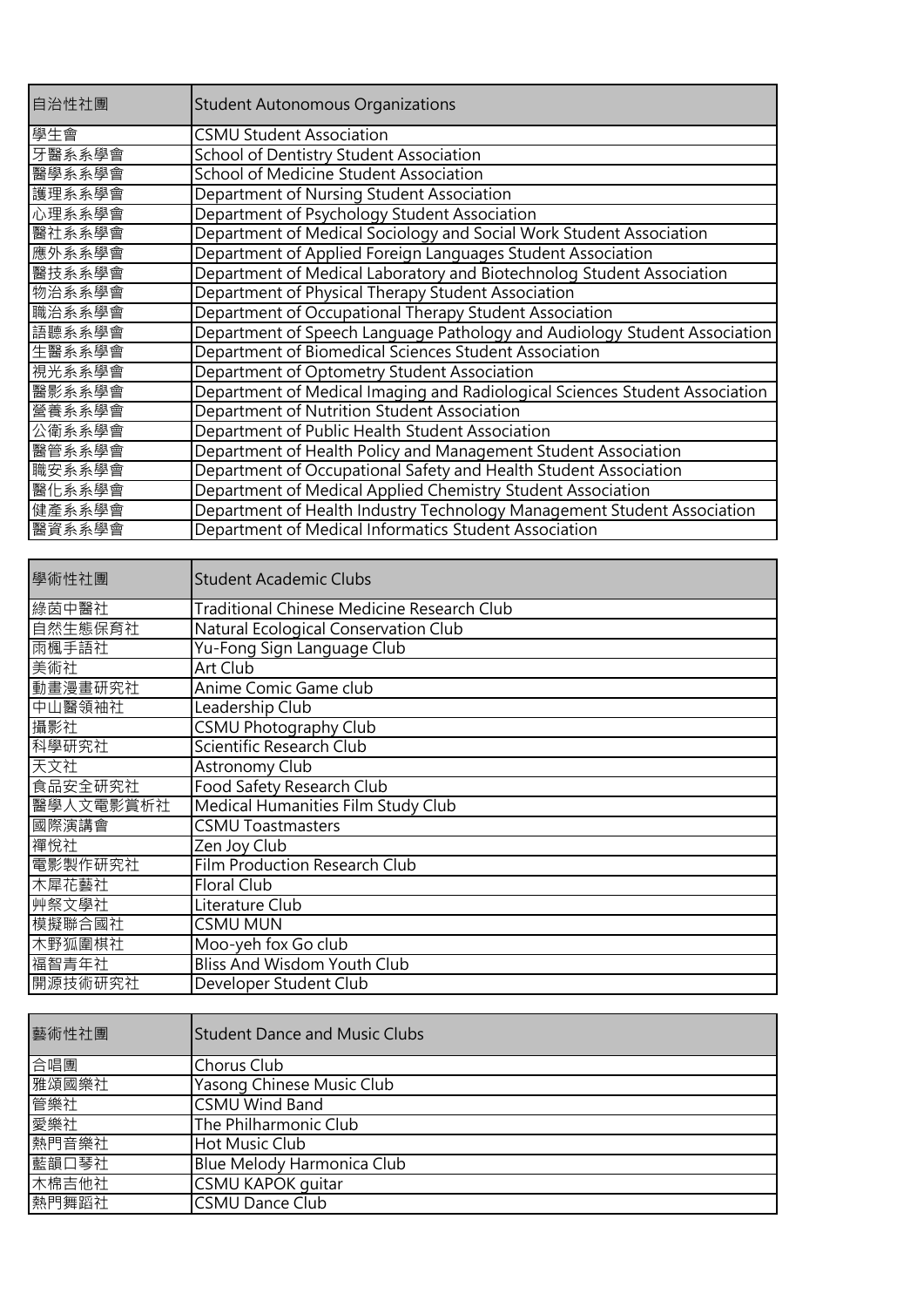| 自治性社團 | Student Autonomous Organizations |
| --- | --- |
| 學生會 | CSMU Student Association |
| 牙醫系系學會 | School of Dentistry Student Association |
| 醫學系系學會 | School of Medicine Student Association |
| 護理系系學會 | Department of Nursing Student Association |
| 心理系系學會 | Department of Psychology Student Association |
| 醫社系系學會 | Department of Medical Sociology and Social Work Student Association |
| 應外系系學會 | Department of Applied Foreign Languages Student Association |
| 醫技系系學會 | Department of Medical Laboratory and Biotechnolog Student Association |
| 物治系系學會 | Department of Physical Therapy Student Association |
| 職治系系學會 | Department of Occupational Therapy Student Association |
| 語聽系系學會 | Department of Speech Language Pathology and Audiology Student Association |
| 生醫系系學會 | Department of Biomedical Sciences Student Association |
| 視光系系學會 | Department of Optometry Student Association |
| 醫影系系學會 | Department of Medical Imaging and Radiological Sciences Student Association |
| 營養系系學會 | Department of Nutrition Student Association |
| 公衛系系學會 | Department of Public Health Student Association |
| 醫管系系學會 | Department of Health Policy and Management Student Association |
| 職安系系學會 | Department of Occupational Safety and Health Student Association |
| 醫化系系學會 | Department of Medical Applied Chemistry Student Association |
| 健產系系學會 | Department of Health Industry Technology Management Student Association |
| 醫資系系學會 | Department of Medical Informatics Student Association |

| 學術性社團 | Student Academic Clubs |
| --- | --- |
| 綠茵中醫社 | Traditional Chinese Medicine Research Club |
| 自然生態保育社 | Natural Ecological Conservation Club |
| 雨楓手語社 | Yu-Fong Sign Language Club |
| 美術社 | Art Club |
| 動畫漫畫研究社 | Anime Comic Game club |
| 中山醫領袖社 | Leadership Club |
| 攝影社 | CSMU Photography Club |
| 科學研究社 | Scientific Research Club |
| 天文社 | Astronomy Club |
| 食品安全研究社 | Food Safety Research Club |
| 醫學人文電影賞析社 | Medical Humanities Film Study Club |
| 國際演講會 | CSMU Toastmasters |
| 禪悅社 | Zen Joy Club |
| 電影製作研究社 | Film Production Research Club |
| 木犀花藝社 | Floral Club |
| 艸祭文學社 | Literature Club |
| 模擬聯合國社 | CSMU MUN |
| 木野狐圍棋社 | Moo-yeh fox Go club |
| 福智青年社 | Bliss And Wisdom Youth Club |
| 開源技術研究社 | Developer Student Club |

| 藝術性社團 | Student Dance and Music Clubs |
| --- | --- |
| 合唱團 | Chorus Club |
| 雅頌國樂社 | Yasong Chinese Music Club |
| 管樂社 | CSMU Wind Band |
| 愛樂社 | The Philharmonic Club |
| 熱門音樂社 | Hot Music Club |
| 藍韻口琴社 | Blue Melody Harmonica Club |
| 木棉吉他社 | CSMU KAPOK guitar |
| 熱門舞蹈社 | CSMU Dance Club |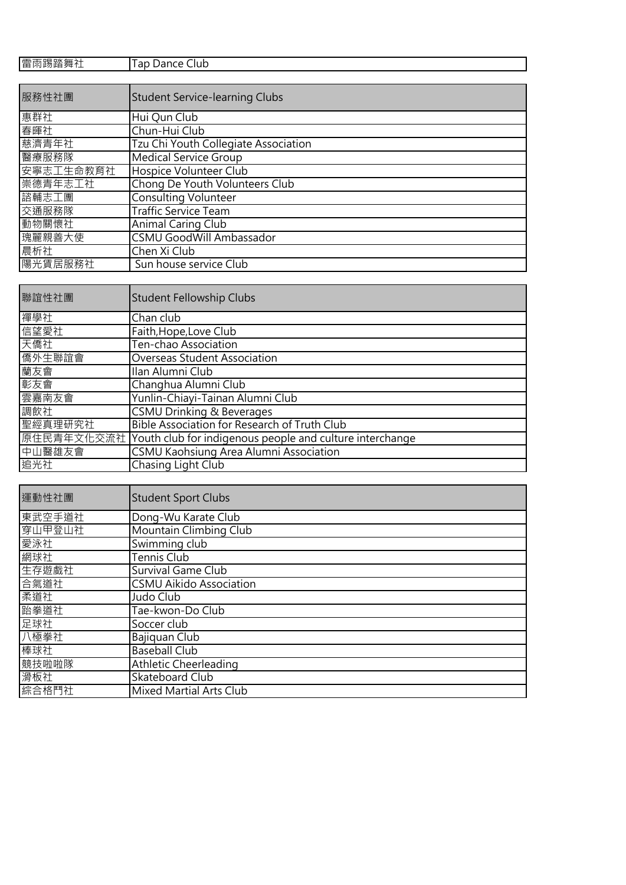| | |
|---|---|
| 雷雨踢踏舞社 | Tap Dance Club |

| 服務性社團 | Student Service-learning Clubs |
|---|---|
| 惠群社 | Hui Qun Club |
| 春暉社 | Chun-Hui Club |
| 慈濟青年社 | Tzu Chi Youth Collegiate Association |
| 醫療服務隊 | Medical Service Group |
| 安寧志工生命教育社 | Hospice Volunteer Club |
| 崇德青年志工社 | Chong De Youth Volunteers Club |
| 諮輔志工團 | Consulting Volunteer |
| 交通服務隊 | Traffic Service Team |
| 動物關懷社 | Animal Caring Club |
| 瑰麗親善大使 | CSMU GoodWill Ambassador |
| 晨析社 | Chen Xi Club |
| 陽光賃居服務社 | Sun house service Club |

| 聯誼性社團 | Student Fellowship Clubs |
|---|---|
| 禪學社 | Chan club |
| 信望愛社 | Faith,Hope,Love Club |
| 天僑社 | Ten-chao Association |
| 僑外生聯誼會 | Overseas Student Association |
| 蘭友會 | Ilan Alumni Club |
| 彰友會 | Changhua Alumni Club |
| 雲嘉南友會 | Yunlin-Chiayi-Tainan Alumni Club |
| 調飲社 | CSMU Drinking & Beverages |
| 聖經真理研究社 | Bible Association for Research of Truth Club |
| 原住民青年文化交流社 | Youth club for indigenous people and culture interchange |
| 中山醫雄友會 | CSMU Kaohsiung Area Alumni Association |
| 追光社 | Chasing Light Club |

| 運動性社團 | Student Sport Clubs |
|---|---|
| 東武空手道社 | Dong-Wu Karate Club |
| 穿山甲登山社 | Mountain Climbing Club |
| 愛泳社 | Swimming club |
| 網球社 | Tennis Club |
| 生存遊戲社 | Survival Game Club |
| 合氣道社 | CSMU Aikido Association |
| 柔道社 | Judo Club |
| 跆拳道社 | Tae-kwon-Do Club |
| 足球社 | Soccer club |
| 八極拳社 | Bajiquan Club |
| 棒球社 | Baseball Club |
| 競技啦啦隊 | Athletic Cheerleading |
| 滑板社 | Skateboard Club |
| 綜合格鬥社 | Mixed Martial Arts Club |